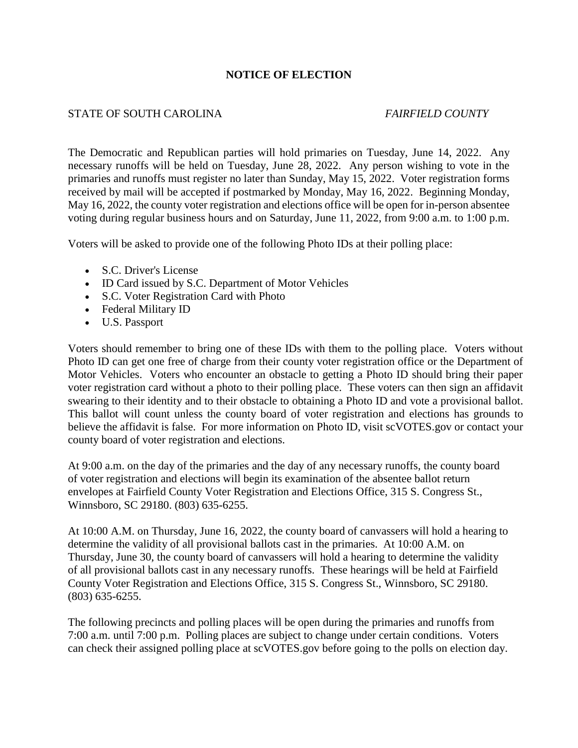# NOTICE OF ELECTION

STATE OF SOUTH CAROLINA *FAIRFIELD COUNTY*

The Democratic and Republican parties will hold primaries on Tuesday, June 14, 2022. Any necessary runoffs will be held on Tuesday, June 28, 2022. Any person wishing to vote in the primaries and runoffs must register no later than Sunday, May 15, 2022. Voter registration forms received by mail will be accepted if postmarked by Monday, May 16, 2022. Beginning Monday, May 16, 2022, the county voter registration and elections office will be open for in-person absentee voting during regular business hours and on Saturday, June 11, 2022, from 9:00 a.m. to 1:00 p.m.

Voters will be asked to provide one of the following Photo IDs at their polling place:

- S.C. Driver's License
- ID Card issued by S.C. Department of Motor Vehicles
- S.C. Voter Registration Card with Photo
- Federal Military ID
- U.S. Passport

Voters should remember to bring one of these IDs with them to the polling place. Voters without Photo ID can get one free of charge from their county voter registration office or the Department of Motor Vehicles. Voters who encounter an obstacle to getting a Photo ID should bring their paper voter registration card without a photo to their polling place. These voters can then sign an affidavit swearing to their identity and to their obstacle to obtaining a Photo ID and vote a provisional ballot. This ballot will count unless the county board of voter registration and elections has grounds to believe the affidavit is false. For more information on Photo ID, visit scVOTES.gov or contact your county board of voter registration and elections.

At 9:00 a.m. on the day of the primaries and the day of any necessary runoffs, the county board of voter registration and elections will begin its examination of the absentee ballot return envelopes at Fairfield County Voter Registration and Elections Office, 315 S. Congress St., Winnsboro, SC 29180. (803) 635-6255.

At 10:00 A.M. on Thursday, June 16, 2022, the county board of canvassers will hold a hearing to determine the validity of all provisional ballots cast in the primaries. At 10:00 A.M. on Thursday, June 30, the county board of canvassers will hold a hearing to determine the validity of all provisional ballots cast in any necessary runoffs. These hearings will be held at Fairfield County Voter Registration and Elections Office, 315 S. Congress St., Winnsboro, SC 29180. (803) 635-6255.

The following precincts and polling places will be open during the primaries and runoffs from 7:00 a.m. until 7:00 p.m. Polling places are subject to change under certain conditions. Voters can check their assigned polling place at scVOTES.gov before going to the polls on election day.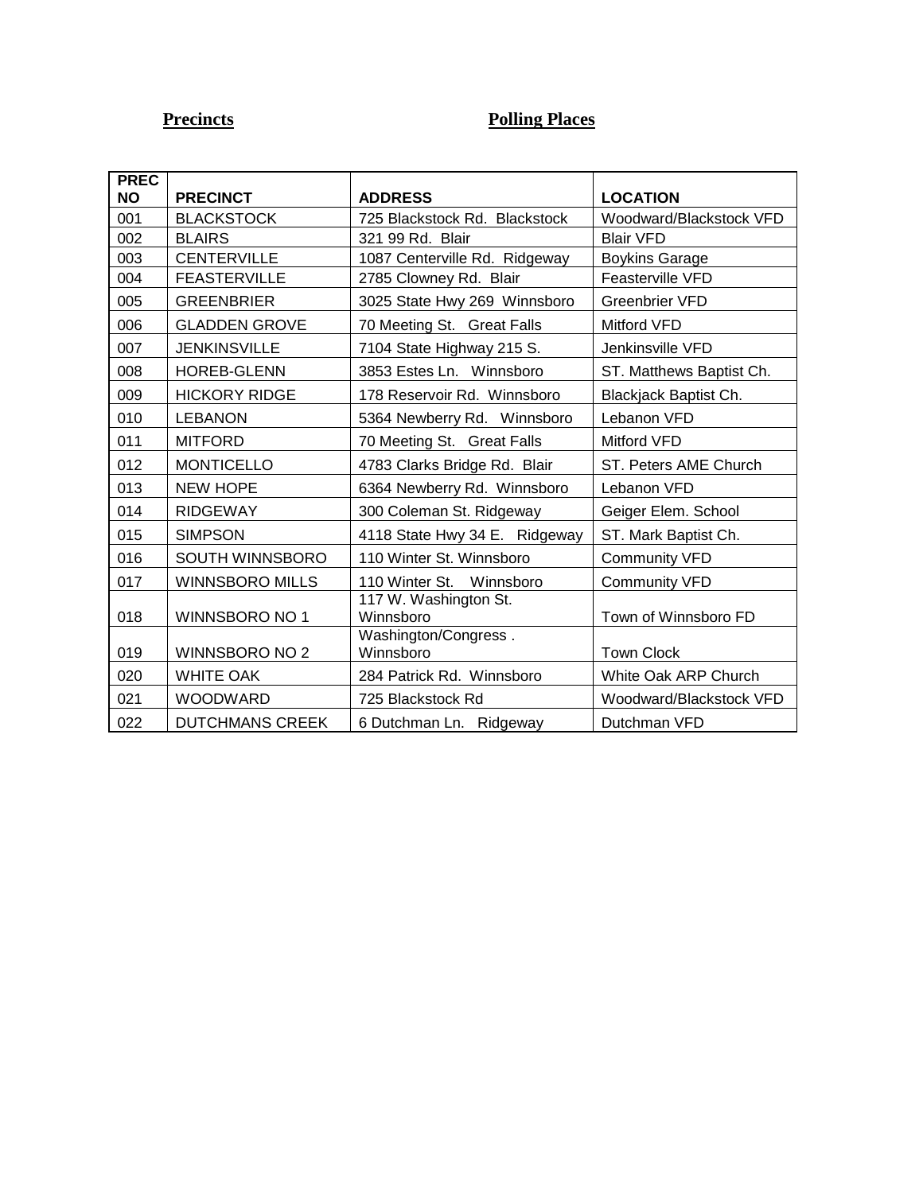**Precincts** **Polling Places**

| PREC NO | PRECINCT | ADDRESS | LOCATION |
|---|---|---|---|
| 001 | BLACKSTOCK | 725 Blackstock Rd. Blackstock | Woodward/Blackstock VFD |
| 002 | BLAIRS | 321 99 Rd. Blair | Blair VFD |
| 003 | CENTERVILLE | 1087 Centerville Rd. Ridgeway | Boykins Garage |
| 004 | FEASTERVILLE | 2785 Clowney Rd. Blair | Feasterville VFD |
| 005 | GREENBRIER | 3025 State Hwy 269 Winnsboro | Greenbrier VFD |
| 006 | GLADDEN GROVE | 70 Meeting St. Great Falls | Mitford VFD |
| 007 | JENKINSVILLE | 7104 State Highway 215 S. | Jenkinsville VFD |
| 008 | HOREB-GLENN | 3853 Estes Ln. Winnsboro | ST. Matthews Baptist Ch. |
| 009 | HICKORY RIDGE | 178 Reservoir Rd. Winnsboro | Blackjack Baptist Ch. |
| 010 | LEBANON | 5364 Newberry Rd. Winnsboro | Lebanon VFD |
| 011 | MITFORD | 70 Meeting St. Great Falls | Mitford VFD |
| 012 | MONTICELLO | 4783 Clarks Bridge Rd. Blair | ST. Peters AME Church |
| 013 | NEW HOPE | 6364 Newberry Rd. Winnsboro | Lebanon VFD |
| 014 | RIDGEWAY | 300 Coleman St. Ridgeway | Geiger Elem. School |
| 015 | SIMPSON | 4118 State Hwy 34 E. Ridgeway | ST. Mark Baptist Ch. |
| 016 | SOUTH WINNSBORO | 110 Winter St. Winnsboro | Community VFD |
| 017 | WINNSBORO MILLS | 110 Winter St. Winnsboro | Community VFD |
| 018 | WINNSBORO NO 1 | 117 W. Washington St. Winnsboro | Town of Winnsboro FD |
| 019 | WINNSBORO NO 2 | Washington/Congress . Winnsboro | Town Clock |
| 020 | WHITE OAK | 284 Patrick Rd. Winnsboro | White Oak ARP Church |
| 021 | WOODWARD | 725 Blackstock Rd | Woodward/Blackstock VFD |
| 022 | DUTCHMANS CREEK | 6 Dutchman Ln. Ridgeway | Dutchman VFD |